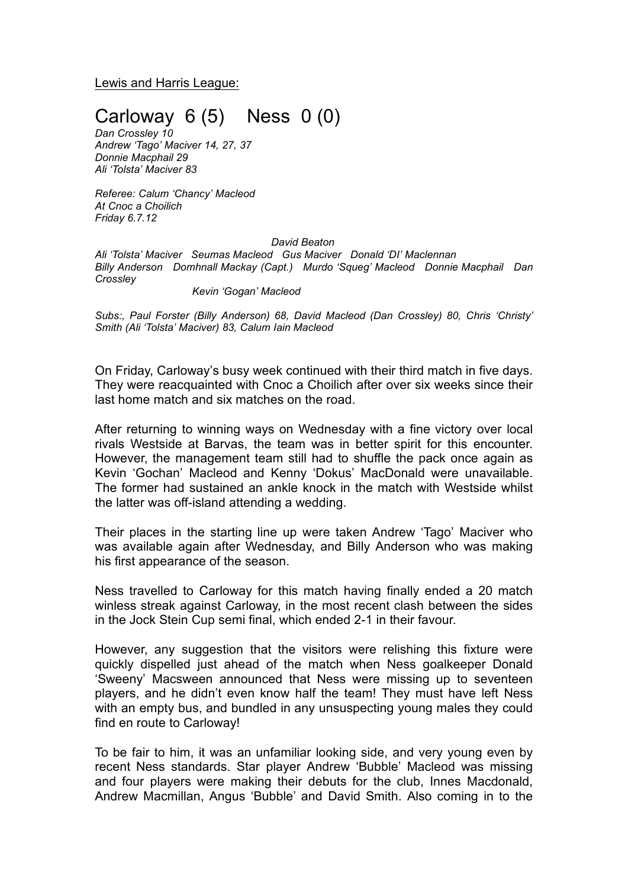Lewis and Harris League:

# Carloway 6 (5) Ness 0 (0)

*Dan Crossley 10*
*Andrew 'Tago' Maciver 14, 27, 37*
*Donnie Macphail 29*
*Ali 'Tolsta' Maciver 83*

*Referee: Calum 'Chancy' Macleod*
*At Cnoc a Choilich*
*Friday 6.7.12*

*David Beaton*
*Ali 'Tolsta' Maciver Seumas Macleod Gus Maciver Donald 'DI' Maclennan*
*Billy Anderson Domhnall Mackay (Capt.) Murdo 'Squeg' Macleod Donnie Macphail Dan Crossley*
*Kevin 'Gogan' Macleod*

*Subs:, Paul Forster (Billy Anderson) 68, David Macleod (Dan Crossley) 80, Chris 'Christy' Smith (Ali 'Tolsta' Maciver) 83, Calum Iain Macleod*

On Friday, Carloway's busy week continued with their third match in five days. They were reacquainted with Cnoc a Choilich after over six weeks since their last home match and six matches on the road.

After returning to winning ways on Wednesday with a fine victory over local rivals Westside at Barvas, the team was in better spirit for this encounter. However, the management team still had to shuffle the pack once again as Kevin 'Gochan' Macleod and Kenny 'Dokus' MacDonald were unavailable. The former had sustained an ankle knock in the match with Westside whilst the latter was off-island attending a wedding.

Their places in the starting line up were taken Andrew 'Tago' Maciver who was available again after Wednesday, and Billy Anderson who was making his first appearance of the season.

Ness travelled to Carloway for this match having finally ended a 20 match winless streak against Carloway, in the most recent clash between the sides in the Jock Stein Cup semi final, which ended 2-1 in their favour.

However, any suggestion that the visitors were relishing this fixture were quickly dispelled just ahead of the match when Ness goalkeeper Donald 'Sweeny' Macsween announced that Ness were missing up to seventeen players, and he didn't even know half the team! They must have left Ness with an empty bus, and bundled in any unsuspecting young males they could find en route to Carloway!

To be fair to him, it was an unfamiliar looking side, and very young even by recent Ness standards. Star player Andrew 'Bubble' Macleod was missing and four players were making their debuts for the club, Innes Macdonald, Andrew Macmillan, Angus 'Bubble' and David Smith. Also coming in to the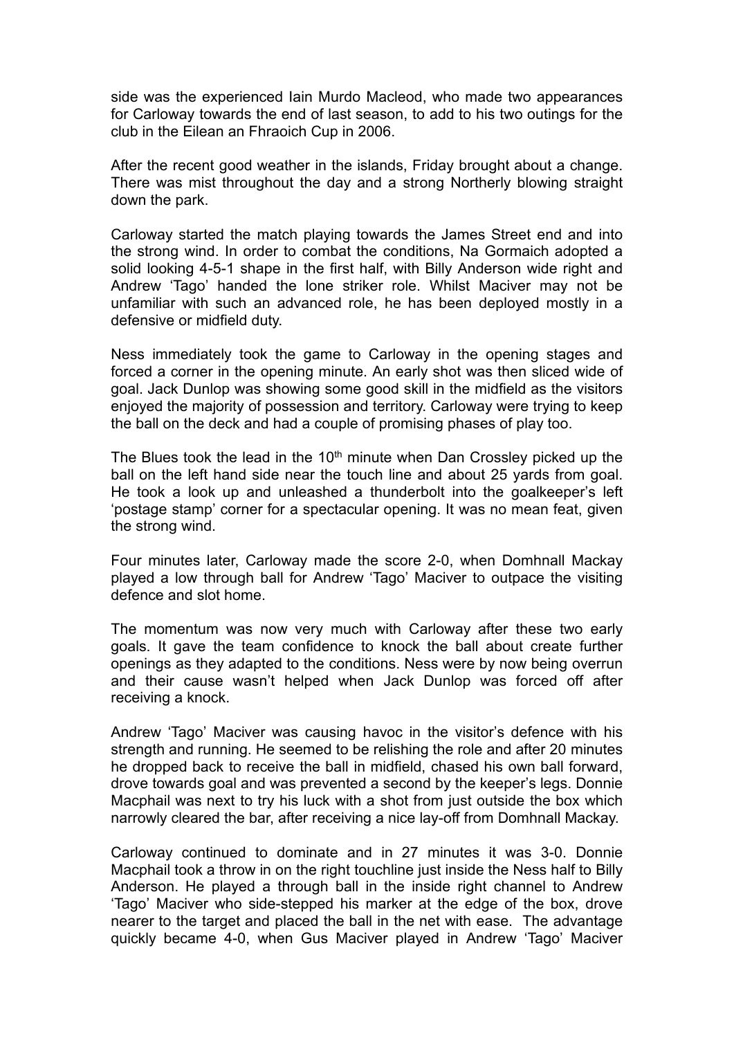side was the experienced Iain Murdo Macleod, who made two appearances for Carloway towards the end of last season, to add to his two outings for the club in the Eilean an Fhraoich Cup in 2006.

After the recent good weather in the islands, Friday brought about a change. There was mist throughout the day and a strong Northerly blowing straight down the park.

Carloway started the match playing towards the James Street end and into the strong wind. In order to combat the conditions, Na Gormaich adopted a solid looking 4-5-1 shape in the first half, with Billy Anderson wide right and Andrew 'Tago' handed the lone striker role. Whilst Maciver may not be unfamiliar with such an advanced role, he has been deployed mostly in a defensive or midfield duty.

Ness immediately took the game to Carloway in the opening stages and forced a corner in the opening minute. An early shot was then sliced wide of goal. Jack Dunlop was showing some good skill in the midfield as the visitors enjoyed the majority of possession and territory. Carloway were trying to keep the ball on the deck and had a couple of promising phases of play too.

The Blues took the lead in the 10th minute when Dan Crossley picked up the ball on the left hand side near the touch line and about 25 yards from goal. He took a look up and unleashed a thunderbolt into the goalkeeper's left 'postage stamp' corner for a spectacular opening. It was no mean feat, given the strong wind.

Four minutes later, Carloway made the score 2-0, when Domhnall Mackay played a low through ball for Andrew 'Tago' Maciver to outpace the visiting defence and slot home.

The momentum was now very much with Carloway after these two early goals. It gave the team confidence to knock the ball about create further openings as they adapted to the conditions. Ness were by now being overrun and their cause wasn't helped when Jack Dunlop was forced off after receiving a knock.

Andrew 'Tago' Maciver was causing havoc in the visitor's defence with his strength and running. He seemed to be relishing the role and after 20 minutes he dropped back to receive the ball in midfield, chased his own ball forward, drove towards goal and was prevented a second by the keeper's legs. Donnie Macphail was next to try his luck with a shot from just outside the box which narrowly cleared the bar, after receiving a nice lay-off from Domhnall Mackay.

Carloway continued to dominate and in 27 minutes it was 3-0. Donnie Macphail took a throw in on the right touchline just inside the Ness half to Billy Anderson. He played a through ball in the inside right channel to Andrew 'Tago' Maciver who side-stepped his marker at the edge of the box, drove nearer to the target and placed the ball in the net with ease. The advantage quickly became 4-0, when Gus Maciver played in Andrew 'Tago' Maciver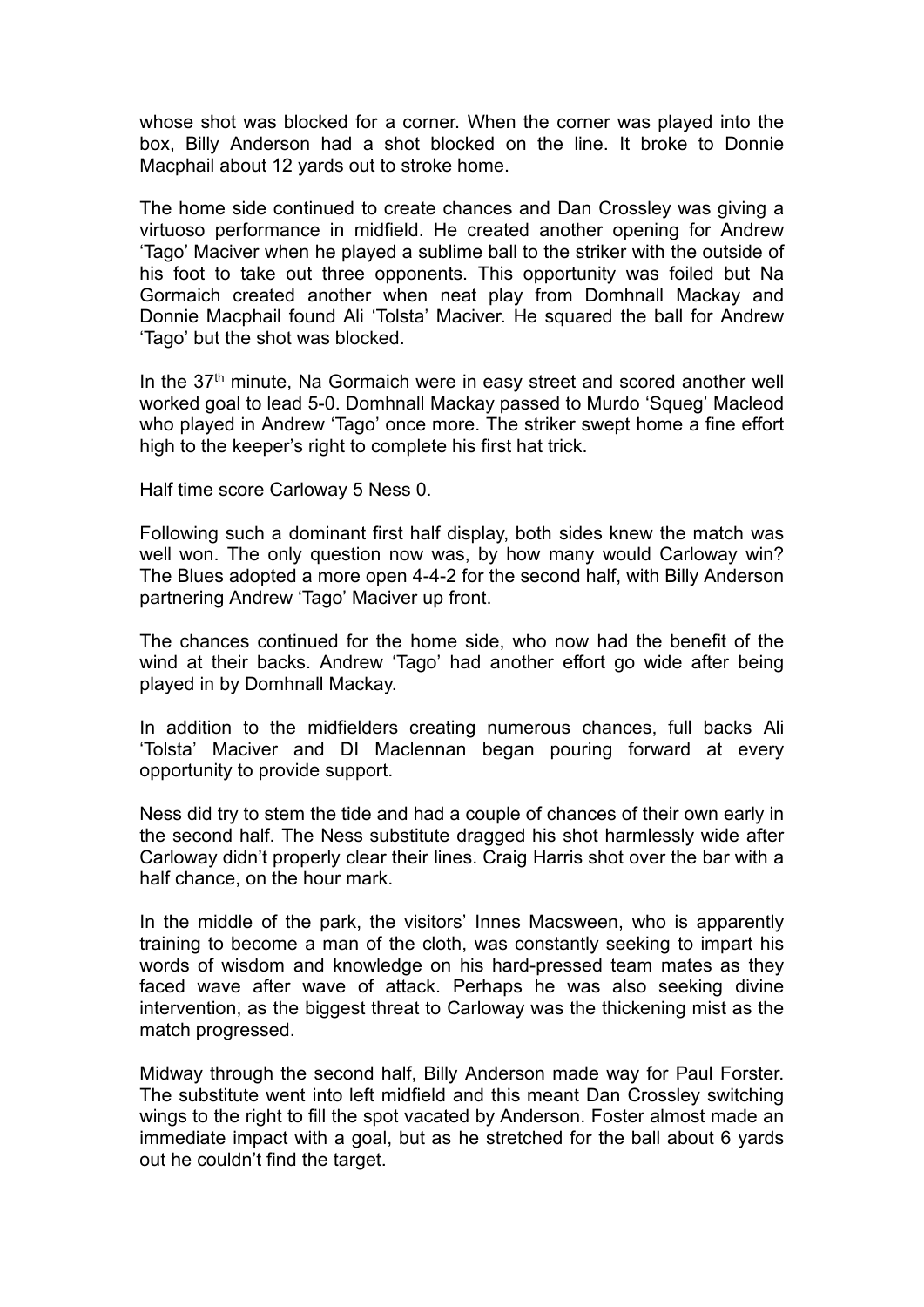whose shot was blocked for a corner. When the corner was played into the box, Billy Anderson had a shot blocked on the line. It broke to Donnie Macphail about 12 yards out to stroke home.

The home side continued to create chances and Dan Crossley was giving a virtuoso performance in midfield. He created another opening for Andrew 'Tago' Maciver when he played a sublime ball to the striker with the outside of his foot to take out three opponents. This opportunity was foiled but Na Gormaich created another when neat play from Domhnall Mackay and Donnie Macphail found Ali 'Tolsta' Maciver. He squared the ball for Andrew 'Tago' but the shot was blocked.

In the 37th minute, Na Gormaich were in easy street and scored another well worked goal to lead 5-0. Domhnall Mackay passed to Murdo 'Squeg' Macleod who played in Andrew 'Tago' once more. The striker swept home a fine effort high to the keeper's right to complete his first hat trick.

Half time score Carloway 5 Ness 0.

Following such a dominant first half display, both sides knew the match was well won. The only question now was, by how many would Carloway win? The Blues adopted a more open 4-4-2 for the second half, with Billy Anderson partnering Andrew 'Tago' Maciver up front.

The chances continued for the home side, who now had the benefit of the wind at their backs. Andrew 'Tago' had another effort go wide after being played in by Domhnall Mackay.

In addition to the midfielders creating numerous chances, full backs Ali 'Tolsta' Maciver and DI Maclennan began pouring forward at every opportunity to provide support.

Ness did try to stem the tide and had a couple of chances of their own early in the second half. The Ness substitute dragged his shot harmlessly wide after Carloway didn't properly clear their lines. Craig Harris shot over the bar with a half chance, on the hour mark.

In the middle of the park, the visitors' Innes Macsween, who is apparently training to become a man of the cloth, was constantly seeking to impart his words of wisdom and knowledge on his hard-pressed team mates as they faced wave after wave of attack. Perhaps he was also seeking divine intervention, as the biggest threat to Carloway was the thickening mist as the match progressed.

Midway through the second half, Billy Anderson made way for Paul Forster. The substitute went into left midfield and this meant Dan Crossley switching wings to the right to fill the spot vacated by Anderson. Foster almost made an immediate impact with a goal, but as he stretched for the ball about 6 yards out he couldn't find the target.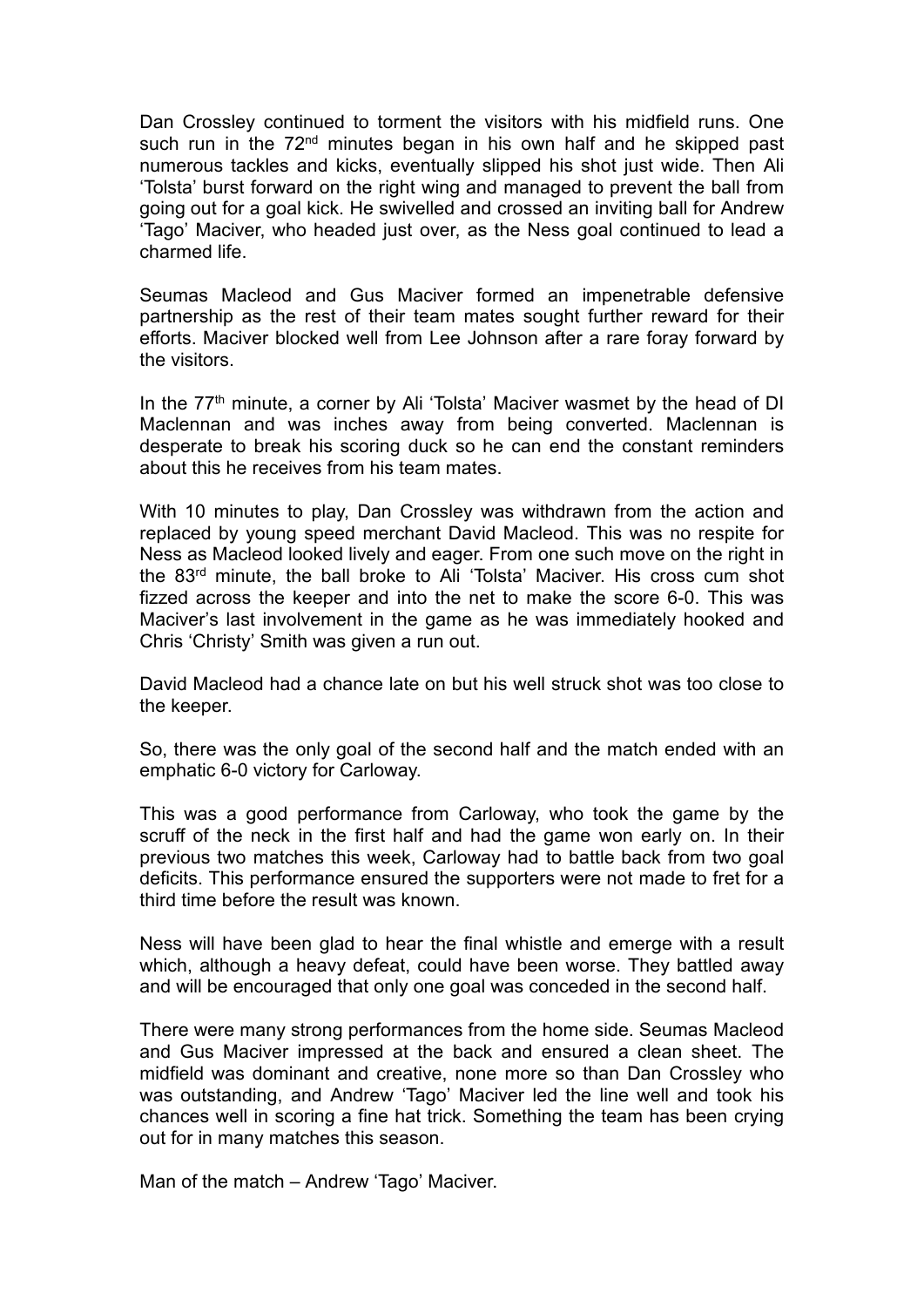Dan Crossley continued to torment the visitors with his midfield runs. One such run in the 72nd minutes began in his own half and he skipped past numerous tackles and kicks, eventually slipped his shot just wide. Then Ali 'Tolsta' burst forward on the right wing and managed to prevent the ball from going out for a goal kick. He swivelled and crossed an inviting ball for Andrew 'Tago' Maciver, who headed just over, as the Ness goal continued to lead a charmed life.

Seumas Macleod and Gus Maciver formed an impenetrable defensive partnership as the rest of their team mates sought further reward for their efforts. Maciver blocked well from Lee Johnson after a rare foray forward by the visitors.

In the 77th minute, a corner by Ali 'Tolsta' Maciver wasmet by the head of DI Maclennan and was inches away from being converted. Maclennan is desperate to break his scoring duck so he can end the constant reminders about this he receives from his team mates.

With 10 minutes to play, Dan Crossley was withdrawn from the action and replaced by young speed merchant David Macleod. This was no respite for Ness as Macleod looked lively and eager. From one such move on the right in the 83rd minute, the ball broke to Ali 'Tolsta' Maciver. His cross cum shot fizzed across the keeper and into the net to make the score 6-0. This was Maciver's last involvement in the game as he was immediately hooked and Chris 'Christy' Smith was given a run out.

David Macleod had a chance late on but his well struck shot was too close to the keeper.

So, there was the only goal of the second half and the match ended with an emphatic 6-0 victory for Carloway.

This was a good performance from Carloway, who took the game by the scruff of the neck in the first half and had the game won early on. In their previous two matches this week, Carloway had to battle back from two goal deficits. This performance ensured the supporters were not made to fret for a third time before the result was known.

Ness will have been glad to hear the final whistle and emerge with a result which, although a heavy defeat, could have been worse. They battled away and will be encouraged that only one goal was conceded in the second half.

There were many strong performances from the home side. Seumas Macleod and Gus Maciver impressed at the back and ensured a clean sheet. The midfield was dominant and creative, none more so than Dan Crossley who was outstanding, and Andrew 'Tago' Maciver led the line well and took his chances well in scoring a fine hat trick. Something the team has been crying out for in many matches this season.

Man of the match – Andrew 'Tago' Maciver.